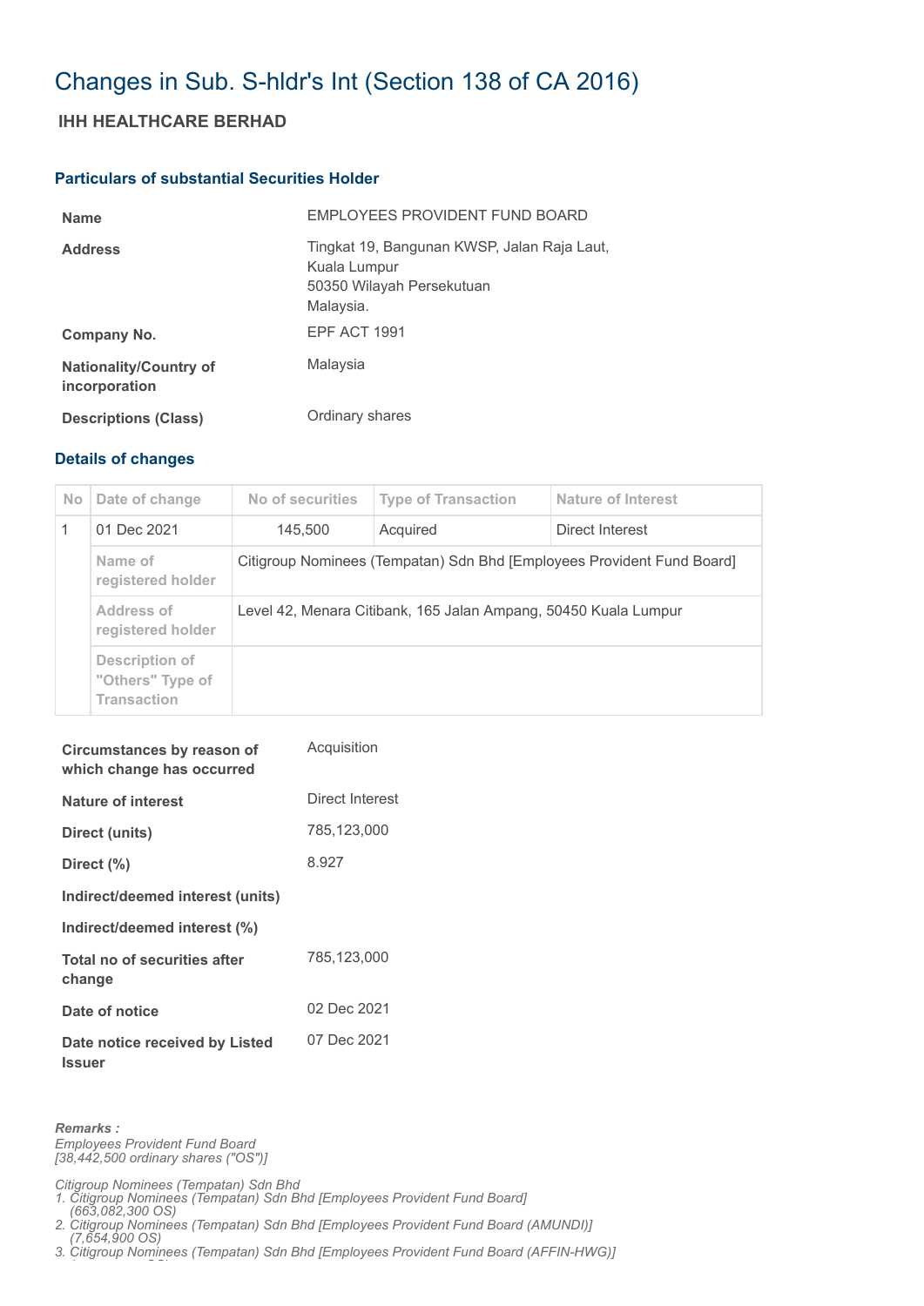#  Changes in Sub. S-hldr's Int (Section 138 of CA 2016)

## IHH HEALTHCARE BERHAD

### Particulars of substantial Securities Holder

| | |
|---|---|
| **Name** | EMPLOYEES PROVIDENT FUND BOARD |
| **Address** | Tingkat 19, Bangunan KWSP, Jalan Raja Laut,<br>Kuala Lumpur<br>50350 Wilayah Persekutuan<br>Malaysia. |
| **Company No.** | EPF ACT 1991 |
| **Nationality/Country of incorporation** | Malaysia |
| **Descriptions (Class)** | Ordinary shares |

### Details of changes

| No | Date of change | No of securities | Type of Transaction | Nature of Interest |
|---|---|---|---|---|
| 1 | 01 Dec 2021 | 145,500 | Acquired | Direct Interest |
| | Name of registered holder | Citigroup Nominees (Tempatan) Sdn Bhd [Employees Provident Fund Board] | | |
| | Address of registered holder | Level 42, Menara Citibank, 165 Jalan Ampang, 50450 Kuala Lumpur | | |
| | Description of "Others" Type of Transaction | | | |

| | |
|---|---|
| **Circumstances by reason of which change has occurred** | Acquisition |
| **Nature of interest** | Direct Interest |
| **Direct (units)** | 785,123,000 |
| **Direct (%)** | 8.927 |
| **Indirect/deemed interest (units)** | |
| **Indirect/deemed interest (%)** | |
| **Total no of securities after change** | 785,123,000 |
| **Date of notice** | 02 Dec 2021 |
| **Date notice received by Listed Issuer** | 07 Dec 2021 |

***Remarks :***
*Employees Provident Fund Board*
*[38,442,500 ordinary shares ("OS")]*

*Citigroup Nominees (Tempatan) Sdn Bhd*
*1. Citigroup Nominees (Tempatan) Sdn Bhd [Employees Provident Fund Board] (663,082,300 OS)*
*2. Citigroup Nominees (Tempatan) Sdn Bhd [Employees Provident Fund Board (AMUNDI)] (7,654,900 OS)*
*3. Citigroup Nominees (Tempatan) Sdn Bhd [Employees Provident Fund Board (AFFIN-HWG)]*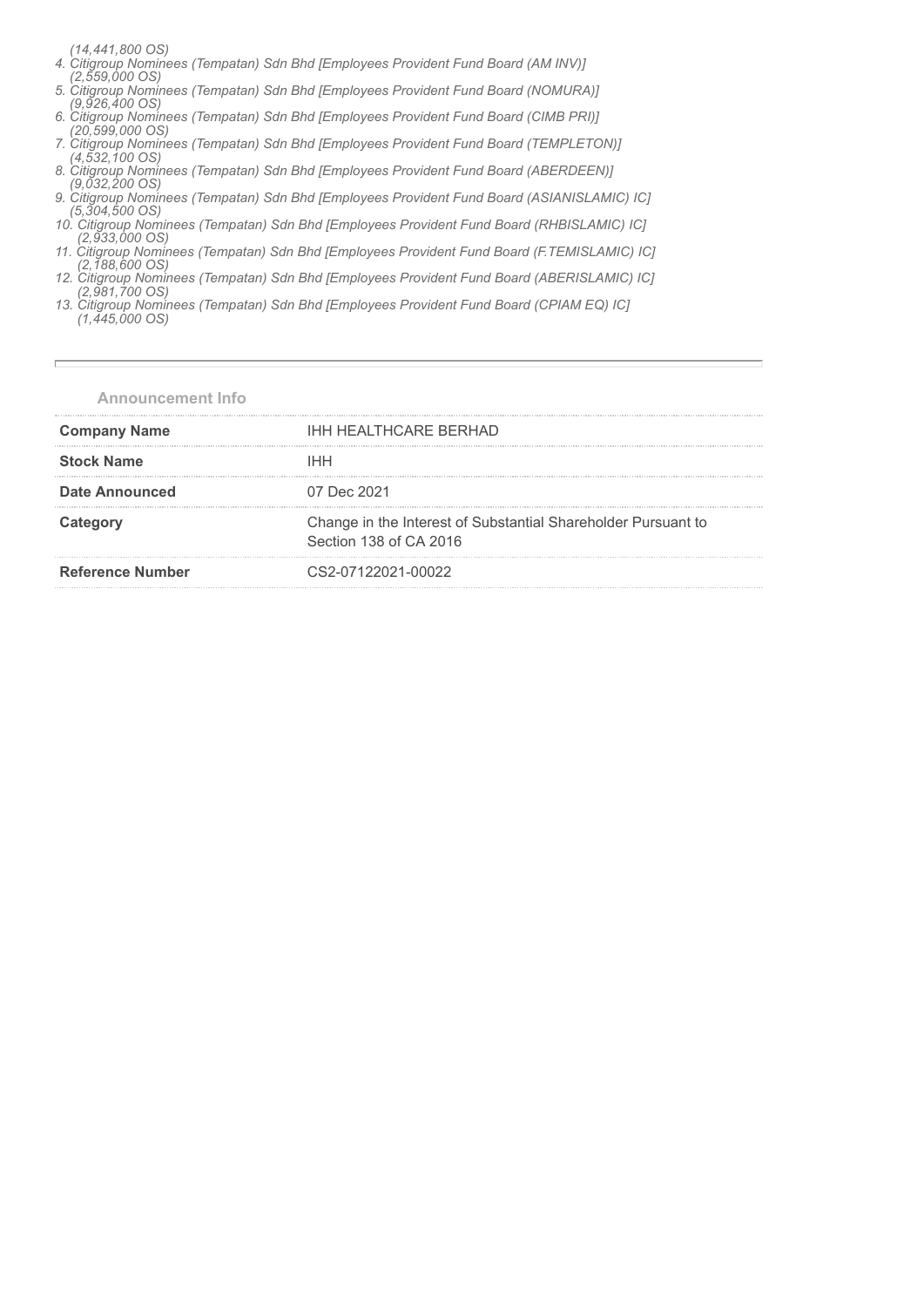*(14,441,800 OS)*

*4. Citigroup Nominees (Tempatan) Sdn Bhd [Employees Provident Fund Board (AM INV)] (2,559,000 OS)*

*5. Citigroup Nominees (Tempatan) Sdn Bhd [Employees Provident Fund Board (NOMURA)] (9,926,400 OS)*

*6. Citigroup Nominees (Tempatan) Sdn Bhd [Employees Provident Fund Board (CIMB PRI)] (20,599,000 OS)*

*7. Citigroup Nominees (Tempatan) Sdn Bhd [Employees Provident Fund Board (TEMPLETON)] (4,532,100 OS)*

*8. Citigroup Nominees (Tempatan) Sdn Bhd [Employees Provident Fund Board (ABERDEEN)] (9,032,200 OS)*

*9. Citigroup Nominees (Tempatan) Sdn Bhd [Employees Provident Fund Board (ASIANISLAMIC) IC] (5,304,500 OS)*

*10. Citigroup Nominees (Tempatan) Sdn Bhd [Employees Provident Fund Board (RHBISLAMIC) IC] (2,933,000 OS)*

*11. Citigroup Nominees (Tempatan) Sdn Bhd [Employees Provident Fund Board (F.TEMISLAMIC) IC] (2,188,600 OS)*

*12. Citigroup Nominees (Tempatan) Sdn Bhd [Employees Provident Fund Board (ABERISLAMIC) IC] (2,981,700 OS)*

*13. Citigroup Nominees (Tempatan) Sdn Bhd [Employees Provident Fund Board (CPIAM EQ) IC] (1,445,000 OS)*

### Announcement Info

| | |
|---|---|
| **Company Name** | IHH HEALTHCARE BERHAD |
| **Stock Name** | IHH |
| **Date Announced** | 07 Dec 2021 |
| **Category** | Change in the Interest of Substantial Shareholder Pursuant to Section 138 of CA 2016 |
| **Reference Number** | CS2-07122021-00022 |